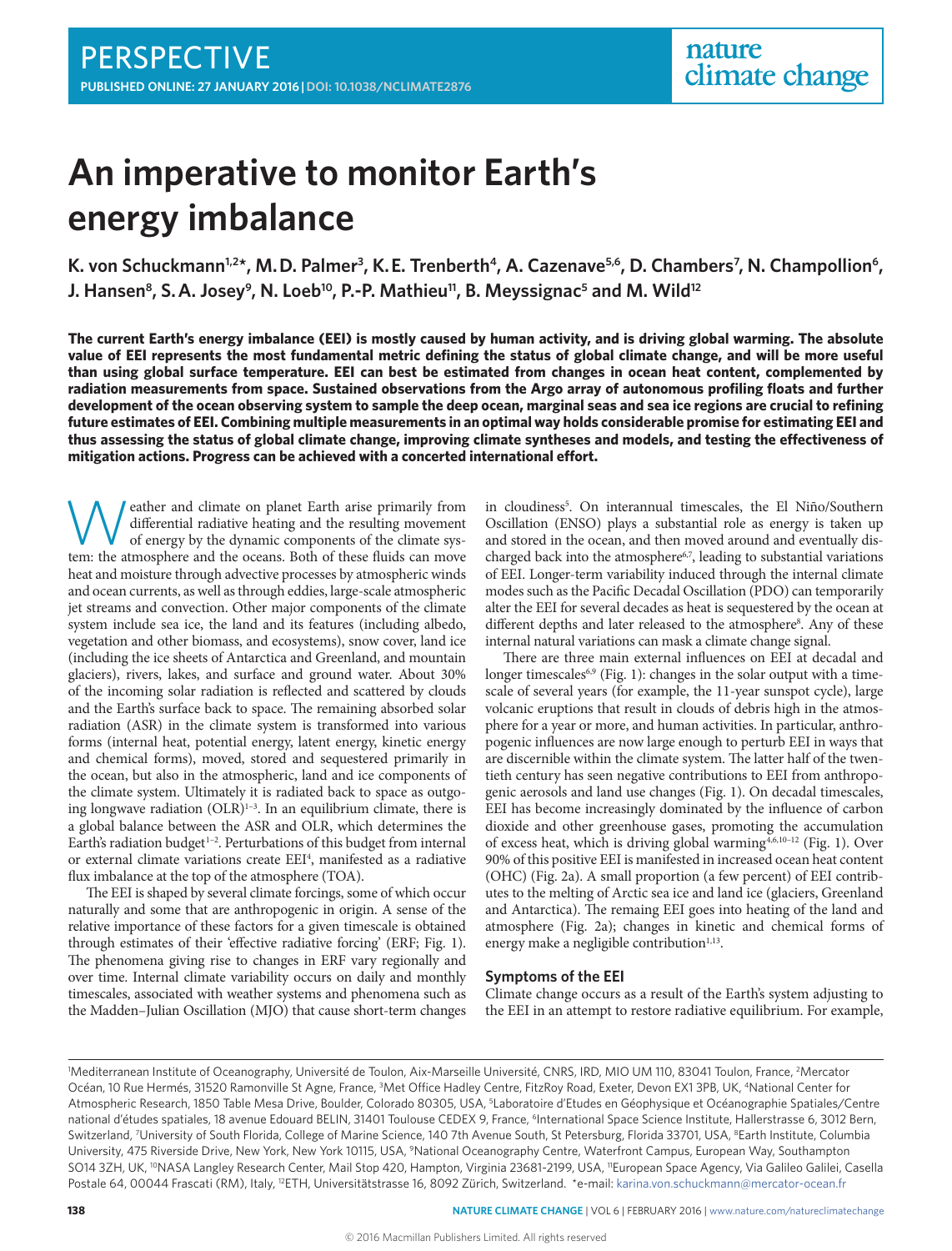PERSPECTIVE

PUBLISHED ONLINE: 27 JANUARY 2016 | DOI: 10.1038/NCLIMATE2876

# An imperative to monitor Earth's energy imbalance

**K. von Schuckmann[1,2*], M.D. Palmer[3], K.E. Trenberth[4], A. Cazenave[5,6], D. Chambers[7], N. Champollion[6], J. Hansen[8], S.A. Josey[9], N. Loeb[10], P.-P. Mathieu[11], B. Meyssignac[5] and M. Wild[12]**

**The current Earth's energy imbalance (EEI) is mostly caused by human activity, and is driving global warming. The absolute value of EEI represents the most fundamental metric defining the status of global climate change, and will be more useful than using global surface temperature. EEI can best be estimated from changes in ocean heat content, complemented by radiation measurements from space. Sustained observations from the Argo array of autonomous profiling floats and further development of the ocean observing system to sample the deep ocean, marginal seas and sea ice regions are crucial to refining future estimates of EEI. Combining multiple measurements in an optimal way holds considerable promise for estimating EEI and thus assessing the status of global climate change, improving climate syntheses and models, and testing the effectiveness of mitigation actions. Progress can be achieved with a concerted international effort.**

Weather and climate on planet Earth arise primarily from differential radiative heating and the resulting movement of energy by the dynamic components of the climate system: the atmosphere and the oceans. Both of these fluids can move heat and moisture through advective processes by atmospheric winds and ocean currents, as well as through eddies, large-scale atmospheric jet streams and convection. Other major components of the climate system include sea ice, the land and its features (including albedo, vegetation and other biomass, and ecosystems), snow cover, land ice (including the ice sheets of Antarctica and Greenland, and mountain glaciers), rivers, lakes, and surface and ground water. About 30% of the incoming solar radiation is reflected and scattered by clouds and the Earth's surface back to space. The remaining absorbed solar radiation (ASR) in the climate system is transformed into various forms (internal heat, potential energy, latent energy, kinetic energy and chemical forms), moved, stored and sequestered primarily in the ocean, but also in the atmospheric, land and ice components of the climate system. Ultimately it is radiated back to space as outgoing longwave radiation (OLR)[1–3]. In an equilibrium climate, there is a global balance between the ASR and OLR, which determines the Earth's radiation budget[1–2]. Perturbations of this budget from internal or external climate variations create EEI[4], manifested as a radiative flux imbalance at the top of the atmosphere (TOA).

The EEI is shaped by several climate forcings, some of which occur naturally and some that are anthropogenic in origin. A sense of the relative importance of these factors for a given timescale is obtained through estimates of their 'effective radiative forcing' (ERF; Fig. 1). The phenomena giving rise to changes in ERF vary regionally and over time. Internal climate variability occurs on daily and monthly timescales, associated with weather systems and phenomena such as the Madden–Julian Oscillation (MJO) that cause short-term changes in cloudiness[5]. On interannual timescales, the El Niño/Southern Oscillation (ENSO) plays a substantial role as energy is taken up and stored in the ocean, and then moved around and eventually discharged back into the atmosphere[6,7], leading to substantial variations of EEI. Longer-term variability induced through the internal climate modes such as the Pacific Decadal Oscillation (PDO) can temporarily alter the EEI for several decades as heat is sequestered by the ocean at different depths and later released to the atmosphere[8]. Any of these internal natural variations can mask a climate change signal.

There are three main external influences on EEI at decadal and longer timescales[6,9] (Fig. 1): changes in the solar output with a timescale of several years (for example, the 11-year sunspot cycle), large volcanic eruptions that result in clouds of debris high in the atmosphere for a year or more, and human activities. In particular, anthropogenic influences are now large enough to perturb EEI in ways that are discernible within the climate system. The latter half of the twentieth century has seen negative contributions to EEI from anthropogenic aerosols and land use changes (Fig. 1). On decadal timescales, EEI has become increasingly dominated by the influence of carbon dioxide and other greenhouse gases, promoting the accumulation of excess heat, which is driving global warming[4,6,10–12] (Fig. 1). Over 90% of this positive EEI is manifested in increased ocean heat content (OHC) (Fig. 2a). A small proportion (a few percent) of EEI contributes to the melting of Arctic sea ice and land ice (glaciers, Greenland and Antarctica). The remaing EEI goes into heating of the land and atmosphere (Fig. 2a); changes in kinetic and chemical forms of energy make a negligible contribution[1,13].

### Symptoms of the EEI

Climate change occurs as a result of the Earth's system adjusting to the EEI in an attempt to restore radiative equilibrium. For example,

[1]Mediterranean Institute of Oceanography, Université de Toulon, Aix-Marseille Université, CNRS, IRD, MIO UM 110, 83041 Toulon, France, [2]Mercator Océan, 10 Rue Hermés, 31520 Ramonville St Agne, France, [3]Met Office Hadley Centre, FitzRoy Road, Exeter, Devon EX1 3PB, UK, [4]National Center for Atmospheric Research, 1850 Table Mesa Drive, Boulder, Colorado 80305, USA, [5]Laboratoire d'Etudes en Géophysique et Océanographie Spatiales/Centre national d'études spatiales, 18 avenue Edouard BELIN, 31401 Toulouse CEDEX 9, France, [6]International Space Science Institute, Hallerstrasse 6, 3012 Bern, Switzerland, [7]University of South Florida, College of Marine Science, 140 7th Avenue South, St Petersburg, Florida 33701, USA, [8]Earth Institute, Columbia University, 475 Riverside Drive, New York, New York 10115, USA, [9]National Oceanography Centre, Waterfront Campus, European Way, Southampton SO14 3ZH, UK, [10]NASA Langley Research Center, Mail Stop 420, Hampton, Virginia 23681-2199, USA, [11]European Space Agency, Via Galileo Galilei, Casella Postale 64, 00044 Frascati (RM), Italy, [12]ETH, Universitätstrasse 16, 8092 Zürich, Switzerland. *e-mail: karina.von.schuckmann@mercator-ocean.fr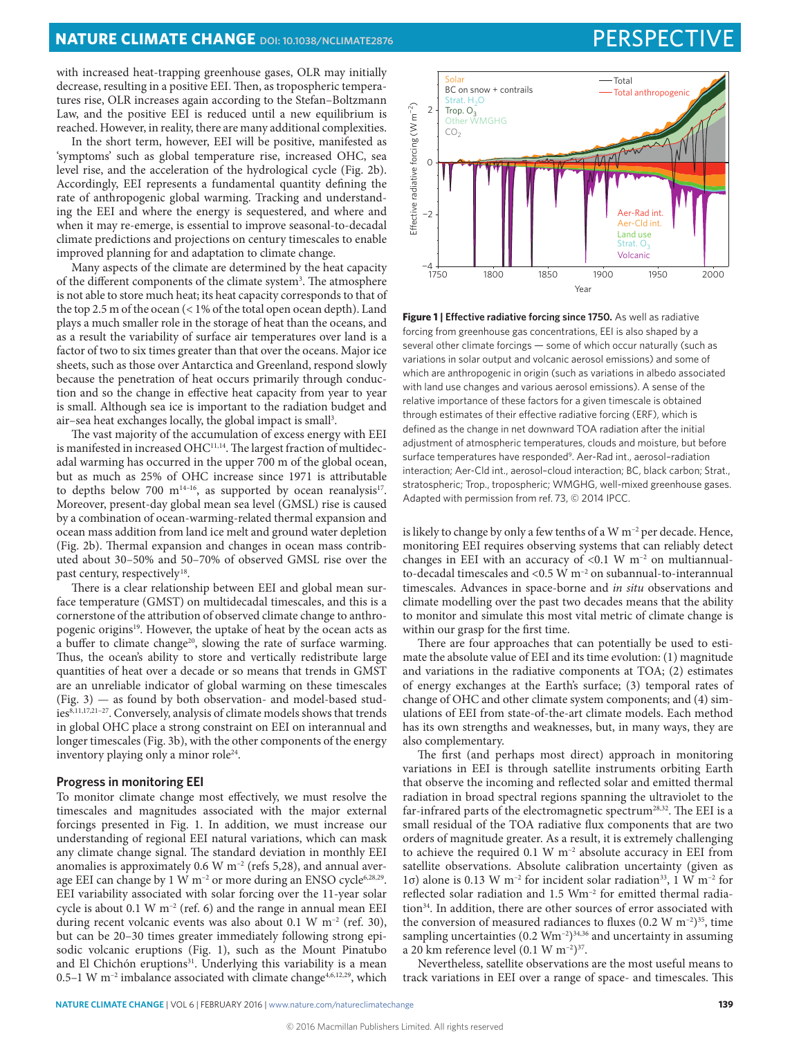with increased heat-trapping greenhouse gases, OLR may initially decrease, resulting in a positive EEI. Then, as tropospheric temperatures rise, OLR increases again according to the Stefan–Boltzmann Law, and the positive EEI is reduced until a new equilibrium is reached. However, in reality, there are many additional complexities.

In the short term, however, EEI will be positive, manifested as 'symptoms' such as global temperature rise, increased OHC, sea level rise, and the acceleration of the hydrological cycle (Fig. 2b). Accordingly, EEI represents a fundamental quantity defining the rate of anthropogenic global warming. Tracking and understanding the EEI and where the energy is sequestered, and where and when it may re-emerge, is essential to improve seasonal-to-decadal climate predictions and projections on century timescales to enable improved planning for and adaptation to climate change.

Many aspects of the climate are determined by the heat capacity of the different components of the climate system[3]. The atmosphere is not able to store much heat; its heat capacity corresponds to that of the top 2.5 m of the ocean (< 1% of the total open ocean depth). Land plays a much smaller role in the storage of heat than the oceans, and as a result the variability of surface air temperatures over land is a factor of two to six times greater than that over the oceans. Major ice sheets, such as those over Antarctica and Greenland, respond slowly because the penetration of heat occurs primarily through conduction and so the change in effective heat capacity from year to year is small. Although sea ice is important to the radiation budget and air–sea heat exchanges locally, the global impact is small[3].

The vast majority of the accumulation of excess energy with EEI is manifested in increased OHC[11,14]. The largest fraction of multidecadal warming has occurred in the upper 700 m of the global ocean, but as much as 25% of OHC increase since 1971 is attributable to depths below 700 m[14–16], as supported by ocean reanalysis[17]. Moreover, present-day global mean sea level (GMSL) rise is caused by a combination of ocean-warming-related thermal expansion and ocean mass addition from land ice melt and ground water depletion (Fig. 2b). Thermal expansion and changes in ocean mass contributed about 30–50% and 50–70% of observed GMSL rise over the past century, respectively[18].

There is a clear relationship between EEI and global mean surface temperature (GMST) on multidecadal timescales, and this is a cornerstone of the attribution of observed climate change to anthropogenic origins[19]. However, the uptake of heat by the ocean acts as a buffer to climate change[20], slowing the rate of surface warming. Thus, the ocean's ability to store and vertically redistribute large quantities of heat over a decade or so means that trends in GMST are an unreliable indicator of global warming on these timescales (Fig. 3) — as found by both observation- and model-based studies[8,11,17,21–27]. Conversely, analysis of climate models shows that trends in global OHC place a strong constraint on EEI on interannual and longer timescales (Fig. 3b), with the other components of the energy inventory playing only a minor role[24].

## Progress in monitoring EEI

To monitor climate change most effectively, we must resolve the timescales and magnitudes associated with the major external forcings presented in Fig. 1. In addition, we must increase our understanding of regional EEI natural variations, which can mask any climate change signal. The standard deviation in monthly EEI anomalies is approximately 0.6 W m$^{-2}$ (refs 5,28), and annual average EEI can change by 1 W m$^{-2}$ or more during an ENSO cycle[6,28,29]. EEI variability associated with solar forcing over the 11-year solar cycle is about 0.1 W m$^{-2}$ (ref. 6) and the range in annual mean EEI during recent volcanic events was also about 0.1 W m$^{-2}$ (ref. 30), but can be 20–30 times greater immediately following strong episodic volcanic eruptions (Fig. 1), such as the Mount Pinatubo and El Chichón eruptions[31]. Underlying this variability is a mean 0.5–1 W m$^{-2}$ imbalance associated with climate change[4,6,12,29], which is likely to change by only a few tenths of a W m$^{-2}$ per decade. Hence, monitoring EEI requires observing systems that can reliably detect changes in EEI with an accuracy of <0.1 W m$^{-2}$ on multiannual-to-decadal timescales and <0.5 W m$^{-2}$ on subannual-to-interannual timescales. Advances in space-borne and *in situ* observations and climate modelling over the past two decades means that the ability to monitor and simulate this most vital metric of climate change is within our grasp for the first time.

**Figure 1 | Effective radiative forcing since 1750.** As well as radiative forcing from greenhouse gas concentrations, EEI is also shaped by a several other climate forcings — some of which occur naturally (such as variations in solar output and volcanic aerosol emissions) and some of which are anthropogenic in origin (such as variations in albedo associated with land use changes and various aerosol emissions). A sense of the relative importance of these factors for a given timescale is obtained through estimates of their effective radiative forcing (ERF), which is defined as the change in net downward TOA radiation after the initial adjustment of atmospheric temperatures, clouds and moisture, but before surface temperatures have responded[9]. Aer-Rad int., aerosol–radiation interaction; Aer-Cld int., aerosol–cloud interaction; BC, black carbon; Strat., stratospheric; Trop., tropospheric; WMGHG, well-mixed greenhouse gases. Adapted with permission from ref. 73, © 2014 IPCC.

There are four approaches that can potentially be used to estimate the absolute value of EEI and its time evolution: (1) magnitude and variations in the radiative components at TOA; (2) estimates of energy exchanges at the Earth's surface; (3) temporal rates of change of OHC and other climate system components; and (4) simulations of EEI from state-of-the-art climate models. Each method has its own strengths and weaknesses, but, in many ways, they are also complementary.

The first (and perhaps most direct) approach in monitoring variations in EEI is through satellite instruments orbiting Earth that observe the incoming and reflected solar and emitted thermal radiation in broad spectral regions spanning the ultraviolet to the far-infrared parts of the electromagnetic spectrum[28,32]. The EEI is a small residual of the TOA radiative flux components that are two orders of magnitude greater. As a result, it is extremely challenging to achieve the required 0.1 W m$^{-2}$ absolute accuracy in EEI from satellite observations. Absolute calibration uncertainty (given as 1σ) alone is 0.13 W m$^{-2}$ for incident solar radiation[33], 1 W m$^{-2}$ for reflected solar radiation and 1.5 Wm$^{-2}$ for emitted thermal radiation[34]. In addition, there are other sources of error associated with the conversion of measured radiances to fluxes (0.2 W m$^{-2}$)[35], time sampling uncertainties (0.2 Wm$^{-2}$)[34,36] and uncertainty in assuming a 20 km reference level (0.1 W m$^{-2}$)[37].

Nevertheless, satellite observations are the most useful means to track variations in EEI over a range of space- and timescales. This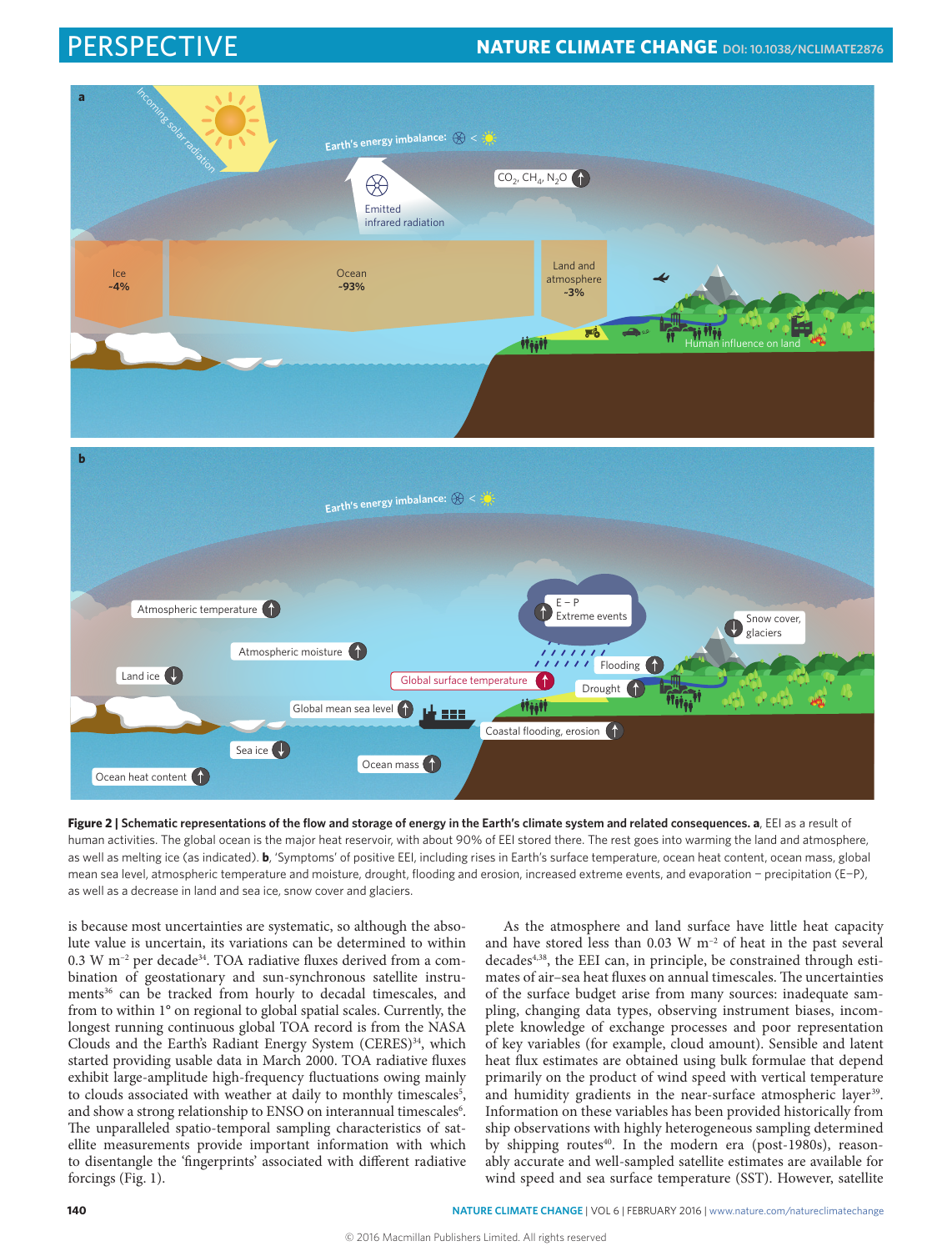Figure 2 | Schematic representations of the flow and storage of energy in the Earth's climate system and related consequences. a, EEI as a result of human activities. The global ocean is the major heat reservoir, with about 90% of EEI stored there. The rest goes into warming the land and atmosphere, as well as melting ice (as indicated). b, 'Symptoms' of positive EEI, including rises in Earth's surface temperature, ocean heat content, ocean mass, global mean sea level, atmospheric temperature and moisture, drought, flooding and erosion, increased extreme events, and evaporation − precipitation (E−P), as well as a decrease in land and sea ice, snow cover and glaciers.

is because most uncertainties are systematic, so although the absolute value is uncertain, its variations can be determined to within 0.3 W m$^{-2}$ per decade[34]. TOA radiative fluxes derived from a combination of geostationary and sun-synchronous satellite instruments[36] can be tracked from hourly to decadal timescales, and from to within 1° on regional to global spatial scales. Currently, the longest running continuous global TOA record is from the NASA Clouds and the Earth's Radiant Energy System (CERES)[34], which started providing usable data in March 2000. TOA radiative fluxes exhibit large-amplitude high-frequency fluctuations owing mainly to clouds associated with weather at daily to monthly timescales[5], and show a strong relationship to ENSO on interannual timescales[6]. The unparalleled spatio-temporal sampling characteristics of satellite measurements provide important information with which to disentangle the 'fingerprints' associated with different radiative forcings (Fig. 1).

As the atmosphere and land surface have little heat capacity and have stored less than 0.03 W m$^{-2}$ of heat in the past several decades[4,38], the EEI can, in principle, be constrained through estimates of air–sea heat fluxes on annual timescales. The uncertainties of the surface budget arise from many sources: inadequate sampling, changing data types, observing instrument biases, incomplete knowledge of exchange processes and poor representation of key variables (for example, cloud amount). Sensible and latent heat flux estimates are obtained using bulk formulae that depend primarily on the product of wind speed with vertical temperature and humidity gradients in the near-surface atmospheric layer[39]. Information on these variables has been provided historically from ship observations with highly heterogeneous sampling determined by shipping routes[40]. In the modern era (post-1980s), reasonably accurate and well-sampled satellite estimates are available for wind speed and sea surface temperature (SST). However, satellite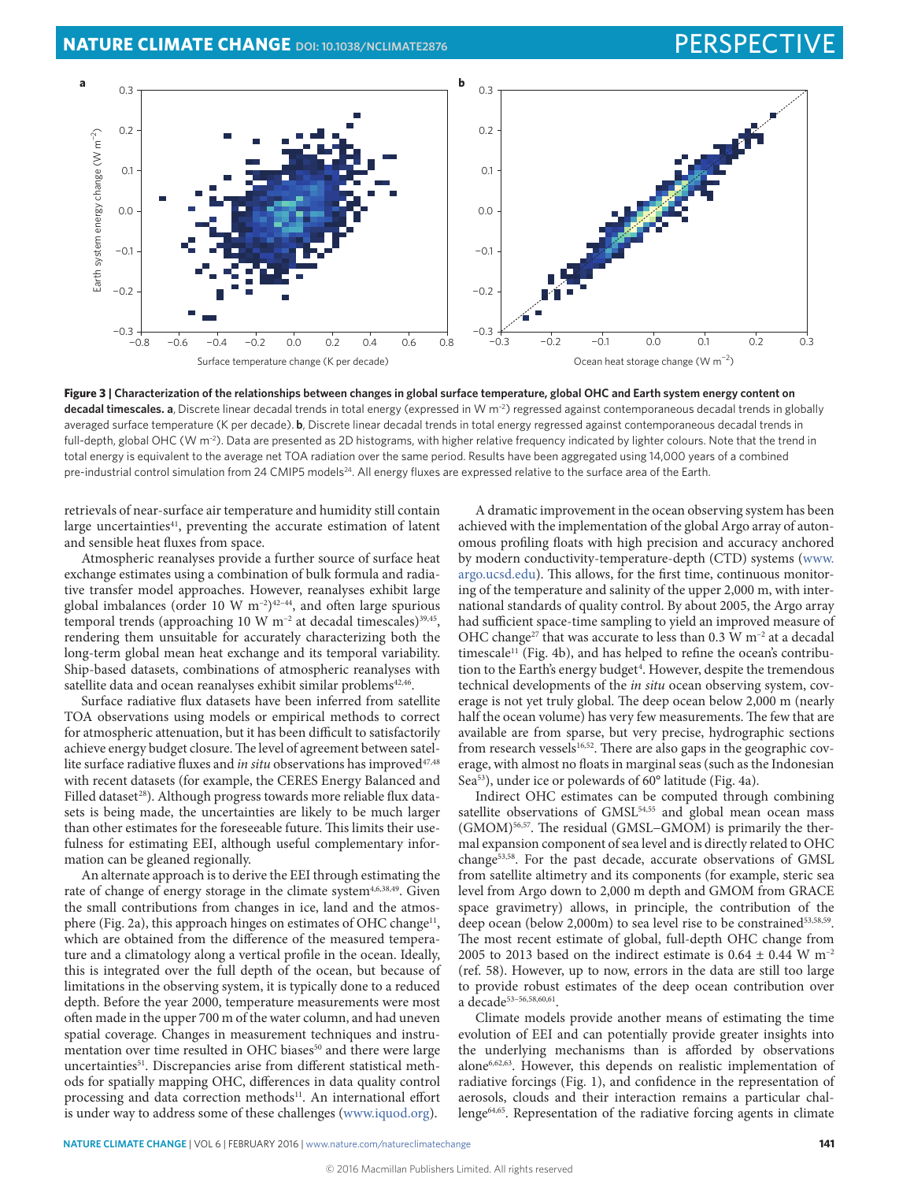**Figure 3 | Characterization of the relationships between changes in global surface temperature, global OHC and Earth system energy content on decadal timescales. a**, Discrete linear decadal trends in total energy (expressed in W m$^{-2}$) regressed against contemporaneous decadal trends in globally averaged surface temperature (K per decade). **b**, Discrete linear decadal trends in total energy regressed against contemporaneous decadal trends in full-depth, global OHC (W m$^{-2}$). Data are presented as 2D histograms, with higher relative frequency indicated by lighter colours. Note that the trend in total energy is equivalent to the average net TOA radiation over the same period. Results have been aggregated using 14,000 years of a combined pre-industrial control simulation from 24 CMIP5 models[24]. All energy fluxes are expressed relative to the surface area of the Earth.

retrievals of near-surface air temperature and humidity still contain large uncertainties[41], preventing the accurate estimation of latent and sensible heat fluxes from space.

Atmospheric reanalyses provide a further source of surface heat exchange estimates using a combination of bulk formula and radiative transfer model approaches. However, reanalyses exhibit large global imbalances (order 10 W m$^{-2}$)[42–44], and often large spurious temporal trends (approaching 10 W m$^{-2}$ at decadal timescales)[39,45], rendering them unsuitable for accurately characterizing both the long-term global mean heat exchange and its temporal variability. Ship-based datasets, combinations of atmospheric reanalyses with satellite data and ocean reanalyses exhibit similar problems[42,46].

Surface radiative flux datasets have been inferred from satellite TOA observations using models or empirical methods to correct for atmospheric attenuation, but it has been difficult to satisfactorily achieve energy budget closure. The level of agreement between satellite surface radiative fluxes and *in situ* observations has improved[47,48] with recent datasets (for example, the CERES Energy Balanced and Filled dataset[28]). Although progress towards more reliable flux datasets is being made, the uncertainties are likely to be much larger than other estimates for the foreseeable future. This limits their usefulness for estimating EEI, although useful complementary information can be gleaned regionally.

An alternate approach is to derive the EEI through estimating the rate of change of energy storage in the climate system[4,6,38,49]. Given the small contributions from changes in ice, land and the atmosphere (Fig. 2a), this approach hinges on estimates of OHC change[11], which are obtained from the difference of the measured temperature and a climatology along a vertical profile in the ocean. Ideally, this is integrated over the full depth of the ocean, but because of limitations in the observing system, it is typically done to a reduced depth. Before the year 2000, temperature measurements were most often made in the upper 700 m of the water column, and had uneven spatial coverage. Changes in measurement techniques and instrumentation over time resulted in OHC biases[50] and there were large uncertainties[51]. Discrepancies arise from different statistical methods for spatially mapping OHC, differences in data quality control processing and data correction methods[11]. An international effort is under way to address some of these challenges (www.iquod.org).

A dramatic improvement in the ocean observing system has been achieved with the implementation of the global Argo array of autonomous profiling floats with high precision and accuracy anchored by modern conductivity-temperature-depth (CTD) systems (www.argo.ucsd.edu). This allows, for the first time, continuous monitoring of the temperature and salinity of the upper 2,000 m, with international standards of quality control. By about 2005, the Argo array had sufficient space-time sampling to yield an improved measure of OHC change[27] that was accurate to less than 0.3 W m$^{-2}$ at a decadal timescale[11] (Fig. 4b), and has helped to refine the ocean's contribution to the Earth's energy budget[4]. However, despite the tremendous technical developments of the *in situ* ocean observing system, coverage is not yet truly global. The deep ocean below 2,000 m (nearly half the ocean volume) has very few measurements. The few that are available are from sparse, but very precise, hydrographic sections from research vessels[16,52]. There are also gaps in the geographic coverage, with almost no floats in marginal seas (such as the Indonesian Sea[53]), under ice or polewards of 60° latitude (Fig. 4a).

Indirect OHC estimates can be computed through combining satellite observations of GMSL[54,55] and global mean ocean mass (GMOM)[56,57]. The residual (GMSL−GMOM) is primarily the thermal expansion component of sea level and is directly related to OHC change[53,58]. For the past decade, accurate observations of GMSL from satellite altimetry and its components (for example, steric sea level from Argo down to 2,000 m depth and GMOM from GRACE space gravimetry) allows, in principle, the contribution of the deep ocean (below 2,000m) to sea level rise to be constrained[53,58,59]. The most recent estimate of global, full-depth OHC change from 2005 to 2013 based on the indirect estimate is 0.64 ± 0.44 W m$^{-2}$ (ref. 58). However, up to now, errors in the data are still too large to provide robust estimates of the deep ocean contribution over a decade[53–56,58,60,61].

Climate models provide another means of estimating the time evolution of EEI and can potentially provide greater insights into the underlying mechanisms than is afforded by observations alone[6,62,63]. However, this depends on realistic implementation of radiative forcings (Fig. 1), and confidence in the representation of aerosols, clouds and their interaction remains a particular challenge[64,65]. Representation of the radiative forcing agents in climate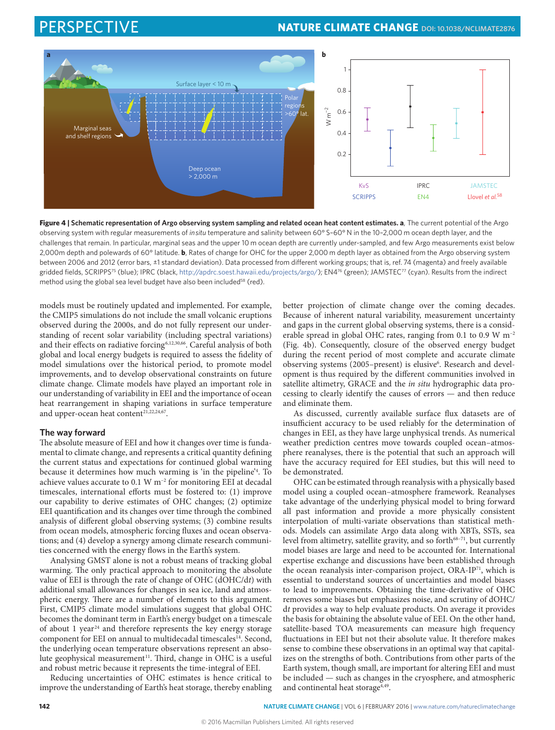**Figure 4 | Schematic representation of Argo observing system sampling and related ocean heat content estimates. a**, The current potential of the Argo observing system with regular measurements of *in situ* temperature and salinity between 60° S–60° N in the 10–2,000 m ocean depth layer, and the challenges that remain. In particular, marginal seas and the upper 10 m ocean depth are currently under-sampled, and few Argo measurements exist below 2,000m depth and polewards of 60° latitude. **b**, Rates of change for OHC for the upper 2,000 m depth layer as obtained from the Argo observing system between 2006 and 2012 (error bars, ±1 standard deviation). Data processed from different working groups; that is, ref. 74 (magenta) and freely available gridded fields, SCRIPPS[75] (blue); IPRC (black, http://apdrc.soest.hawaii.edu/projects/argo/); EN4[76] (green); JAMSTEC[77] (cyan). Results from the indirect method using the global sea level budget have also been included[58] (red).

models must be routinely updated and implemented. For example, the CMIP5 simulations do not include the small volcanic eruptions observed during the 2000s, and do not fully represent our understanding of recent solar variability (including spectral variations) and their effects on radiative forcing[6,12,30,66]. Careful analysis of both global and local energy budgets is required to assess the fidelity of model simulations over the historical period, to promote model improvements, and to develop observational constraints on future climate change. Climate models have played an important role in our understanding of variability in EEI and the importance of ocean heat rearrangement in shaping variations in surface temperature and upper-ocean heat content[21,22,24,67].

## The way forward

The absolute measure of EEI and how it changes over time is fundamental to climate change, and represents a critical quantity defining the current status and expectations for continued global warming because it determines how much warming is 'in the pipeline'[4]. To achieve values accurate to 0.1 W m$^{-2}$ for monitoring EEI at decadal timescales, international efforts must be fostered to: (1) improve our capability to derive estimates of OHC changes; (2) optimize EEI quantification and its changes over time through the combined analysis of different global observing systems; (3) combine results from ocean models, atmospheric forcing fluxes and ocean observations; and (4) develop a synergy among climate research communities concerned with the energy flows in the Earth's system.

Analysing GMST alone is not a robust means of tracking global warming. The only practical approach to monitoring the absolute value of EEI is through the rate of change of OHC (dOHC/d*t*) with additional small allowances for changes in sea ice, land and atmospheric energy. There are a number of elements to this argument. First, CMIP5 climate model simulations suggest that global OHC becomes the dominant term in Earth's energy budget on a timescale of about 1 year[24] and therefore represents the key energy storage component for EEI on annual to multidecadal timescales[14]. Second, the underlying ocean temperature observations represent an absolute geophysical measurement[11]. Third, change in OHC is a useful and robust metric because it represents the time-integral of EEI.

Reducing uncertainties of OHC estimates is hence critical to improve the understanding of Earth's heat storage, thereby enabling better projection of climate change over the coming decades. Because of inherent natural variability, measurement uncertainty and gaps in the current global observing systems, there is a considerable spread in global OHC rates, ranging from 0.1 to 0.9 W m$^{-2}$ (Fig. 4b). Consequently, closure of the observed energy budget during the recent period of most complete and accurate climate observing systems (2005–present) is elusive[6]. Research and development is thus required by the different communities involved in satellite altimetry, GRACE and the *in situ* hydrographic data processing to clearly identify the causes of errors — and then reduce and eliminate them.

As discussed, currently available surface flux datasets are of insufficient accuracy to be used reliably for the determination of changes in EEI, as they have large unphysical trends. As numerical weather prediction centres move towards coupled ocean–atmosphere reanalyses, there is the potential that such an approach will have the accuracy required for EEI studies, but this will need to be demonstrated.

OHC can be estimated through reanalysis with a physically based model using a coupled ocean–atmosphere framework. Reanalyses take advantage of the underlying physical model to bring forward all past information and provide a more physically consistent interpolation of multi-variate observations than statistical methods. Models can assimilate Argo data along with XBTs, SSTs, sea level from altimetry, satellite gravity, and so forth[68–71], but currently model biases are large and need to be accounted for. International expertise exchange and discussions have been established through the ocean reanalysis inter-comparison project, ORA-IP[71], which is essential to understand sources of uncertainties and model biases to lead to improvements. Obtaining the time-derivative of OHC removes some biases but emphasizes noise, and scrutiny of dOHC/d*t* provides a way to help evaluate products. On average it provides the basis for obtaining the absolute value of EEI. On the other hand, satellite-based TOA measurements can measure high frequency fluctuations in EEI but not their absolute value. It therefore makes sense to combine these observations in an optimal way that capitalizes on the strengths of both. Contributions from other parts of the Earth system, though small, are important for altering EEI and must be included — such as changes in the cryosphere, and atmospheric and continental heat storage[4,49].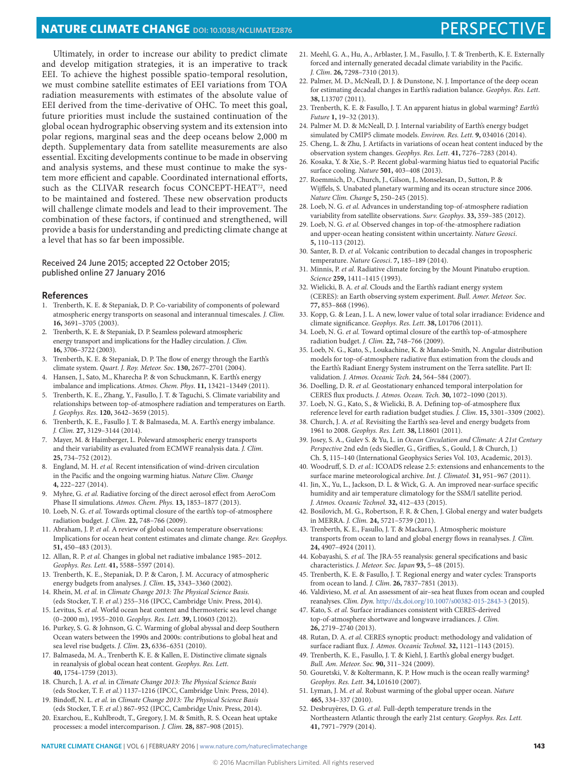Ultimately, in order to increase our ability to predict climate and develop mitigation strategies, it is an imperative to track EEI. To achieve the highest possible spatio-temporal resolution, we must combine satellite estimates of EEI variations from TOA radiation measurements with estimates of the absolute value of EEI derived from the time-derivative of OHC. To meet this goal, future priorities must include the sustained continuation of the global ocean hydrographic observing system and its extension into polar regions, marginal seas and the deep oceans below 2,000 m depth. Supplementary data from satellite measurements are also essential. Exciting developments continue to be made in observing and analysis systems, and these must continue to make the system more efficient and capable. Coordinated international efforts, such as the CLIVAR research focus CONCEPT-HEAT[72], need to be maintained and fostered. These new observation products will challenge climate models and lead to their improvement. The combination of these factors, if continued and strengthened, will provide a basis for understanding and predicting climate change at a level that has so far been impossible.

Received 24 June 2015; accepted 22 October 2015; published online 27 January 2016

## References

1. Trenberth, K. E. & Stepaniak, D. P. Co-variability of components of poleward atmospheric energy transports on seasonal and interannual timescales. *J. Clim.* **16,** 3691–3705 (2003).
2. Trenberth, K. E. & Stepaniak, D. P. Seamless poleward atmospheric energy transport and implications for the Hadley circulation. *J. Clim.* **16,** 3706–3722 (2003).
3. Trenberth, K. E. & Stepaniak, D. P. The flow of energy through the Earth's climate system. *Quart. J. Roy. Meteor. Soc.* **130,** 2677–2701 (2004).
4. Hansen, J., Sato, M., Kharecha P. & von Schuckmann, K. Earth's energy imbalance and implications. *Atmos. Chem. Phys.* **11,** 13421–13449 (2011).
5. Trenberth, K. E., Zhang, Y., Fasullo, J. T. & Taguchi, S. Climate variability and relationships between top-of-atmosphere radiation and temperatures on Earth. *J. Geophys. Res.* **120,** 3642–3659 (2015).
6. Trenberth, K. E., Fasullo J. T. & Balmaseda, M. A. Earth's energy imbalance. *J. Clim.* **27,** 3129–3144 (2014).
7. Mayer, M. & Haimberger, L. Poleward atmospheric energy transports and their variability as evaluated from ECMWF reanalysis data. *J. Clim.* **25,** 734–752 (2012).
8. England, M. H. *et al.* Recent intensification of wind-driven circulation in the Pacific and the ongoing warming hiatus. *Nature Clim. Change* **4,** 222–227 (2014).
9. Myhre, G. *et al.* Radiative forcing of the direct aerosol effect from AeroCom Phase II simulations. *Atmos. Chem. Phys.* **13,** 1853–1877 (2013).
10. Loeb, N. G. *et al.* Towards optimal closure of the earth's top-of-atmosphere radiation budget. *J. Clim.* **22,** 748–766 (2009).
11. Abraham, J. P. *et al.* A review of global ocean temperature observations: Implications for ocean heat content estimates and climate change. *Rev. Geophys.* **51,** 450–483 (2013).
12. Allan, R. P. *et al.* Changes in global net radiative imbalance 1985–2012. *Geophys. Res. Lett.* **41,** 5588–5597 (2014).
13. Trenberth, K. E., Stepaniak, D. P. & Caron, J. M. Accuracy of atmospheric energy budgets from analyses. *J. Clim.* **15,** 3343–3360 (2002).
14. Rhein, M. *et al.* in *Climate Change 2013: The Physical Science Basis.* (eds Stocker, T. F. *et al.*) 255–316 (IPCC, Cambridge Univ. Press, 2014).
15. Levitus, S. *et al.* World ocean heat content and thermosteric sea level change (0–2000 m), 1955–2010. *Geophys. Res. Lett.* **39,** L10603 (2012).
16. Purkey, S. G. & Johnson, G. C. Warming of global abyssal and deep Southern Ocean waters between the 1990s and 2000s: contributions to global heat and sea level rise budgets. *J. Clim.* **23,** 6336–6351 (2010).
17. Balmaseda, M. A., Trenberth K. E. & Kallen, E. Distinctive climate signals in reanalysis of global ocean heat content. *Geophys. Res. Lett.* **40,** 1754–1759 (2013).
18. Church, J. A. *et al.* in *Climate Change 2013: The Physical Science Basis* (eds Stocker, T. F. *et al.*) 1137–1216 (IPCC, Cambridge Univ. Press, 2014).
19. Bindoff, N. L. *et al.* in *Climate Change 2013: The Physical Science Basis* (eds Stocker, T. F. *et al.*) 867–952 (IPCC, Cambridge Univ. Press, 2014).
20. Exarchou, E., Kuhlbrodt, T., Gregory, J. M. & Smith, R. S. Ocean heat uptake processes: a model intercomparison. *J. Clim.* **28,** 887–908 (2015).
21. Meehl, G. A., Hu, A., Arblaster, J. M., Fasullo, J. T. & Trenberth, K. E. Externally forced and internally generated decadal climate variability in the Pacific. *J. Clim.* **26,** 7298–7310 (2013).
22. Palmer, M. D., McNeall, D. J. & Dunstone, N. J. Importance of the deep ocean for estimating decadal changes in Earth's radiation balance. *Geophys. Res. Lett.* **38,** L13707 (2011).
23. Trenberth, K. E. & Fasullo, J. T. An apparent hiatus in global warming? *Earth's Future* **1,** 19–32 (2013).
24. Palmer M. D. & McNeall, D. J. Internal variability of Earth's energy budget simulated by CMIP5 climate models. *Environ. Res. Lett.* **9,** 034016 (2014).
25. Cheng, L. & Zhu, J. Artifacts in variations of ocean heat content induced by the observation system changes. *Geophys. Res. Lett.* **41,** 7276–7283 (2014).
26. Kosaka, Y. & Xie, S.-P. Recent global-warming hiatus tied to equatorial Pacific surface cooling. *Nature* **501,** 403–408 (2013).
27. Roemmich, D., Church, J., Gilson, J., Monselesan, D., Sutton, P. & Wijffels, S. Unabated planetary warming and its ocean structure since 2006. *Nature Clim. Change* **5,** 250–245 (2015).
28. Loeb, N. G. *et al.* Advances in understanding top-of-atmosphere radiation variability from satellite observations. *Surv. Geophys.* **33,** 359–385 (2012).
29. Loeb, N. G. *et al.* Observed changes in top-of-the-atmosphere radiation and upper-ocean heating consistent within uncertainty. *Nature Geosci.* **5,** 110–113 (2012).
30. Santer, B. D. *et al.* Volcanic contribution to decadal changes in tropospheric temperature. *Nature Geosci.* **7,** 185–189 (2014).
31. Minnis, P. *et al.* Radiative climate forcing by the Mount Pinatubo eruption. *Science* **259,** 1411–1415 (1993).
32. Wielicki, B. A. *et al.* Clouds and the Earth's radiant energy system (CERES): an Earth observing system experiment. *Bull. Amer. Meteor. Soc.* **77,** 853–868 (1996).
33. Kopp, G. & Lean, J. L. A new, lower value of total solar irradiance: Evidence and climate significance. *Geophys. Res. Lett.* **38,** L01706 (2011).
34. Loeb, N. G. *et al.* Toward optimal closure of the earth's top-of-atmosphere radiation budget. *J. Clim.* **22,** 748–766 (2009).
35. Loeb, N. G., Kato, S., Loukachine, K. & Manalo-Smith, N. Angular distribution models for top-of-atmosphere radiative flux estimation from the clouds and the Earth's Radiant Energy System instrument on the Terra satellite. Part II: validation. *J. Atmos. Oceanic Tech.* **24,** 564–584 (2007).
36. Doelling, D. R. *et al.* Geostationary enhanced temporal interpolation for CERES flux products. *J. Atmos. Ocean. Tech.* **30,** 1072–1090 (2013).
37. Loeb, N. G., Kato, S. & Wielicki, B. A. Defining top-of-atmosphere flux reference level for earth radiation budget studies. *J. Clim.* **15,** 3301–3309 (2002).
38. Church, J. A. *et al.* Revisiting the Earth's sea-level and energy budgets from 1961 to 2008. *Geophys. Res. Lett.* **38,** L18601 (2011).
39. Josey, S. A., Gulev S. & Yu, L. in *Ocean Circulation and Climate: A 21st Century Perspective* 2nd edn (eds Siedler, G., Griffies, S., Gould, J. & Church, J.) Ch. **5**, 115–140 (International Geophysics Series Vol. 103, Academic, 2013).
40. Woodruff, S. D. *et al.*: ICOADS release 2.5: extensions and enhancements to the surface marine meteorological archive. *Int. J. Climatol.* **31,** 951–967 (2011).
41. Jin, X., Yu, L., Jackson, D. L. & Wick, G. A. An improved near-surface specific humidity and air temperature climatology for the SSM/I satellite period. *J. Atmos. Oceanic Technol.* **32,** 412–433 (2015).
42. Bosilovich, M. G., Robertson, F. R. & Chen, J. Global energy and water budgets in MERRA. *J. Clim.* **24,** 5721–5739 (2011).
43. Trenberth, K. E., Fasullo, J. T. & Mackaro, J. Atmospheric moisture transports from ocean to land and global energy flows in reanalyses. *J. Clim.* **24,** 4907–4924 (2011).
44. Kobayashi, S. *et al.* The JRA-55 reanalysis: general specifications and basic characteristics. *J. Meteor. Soc. Japan* **93,** 5–48 (2015).
45. Trenberth, K. E. & Fasullo, J. T. Regional energy and water cycles: Transports from ocean to land. *J. Clim.* **26,** 7837–7851 (2013).
46. Valdivieso, M. *et al.* An assessment of air–sea heat fluxes from ocean and coupled reanalyses. *Clim. Dyn.* http://dx.doi.org/10.1007/s00382-015-2843-3 (2015).
47. Kato, S. *et al.* Surface irradiances consistent with CERES-derived top-of-atmosphere shortwave and longwave irradiances. *J. Clim.* **26,** 2719–2740 (2013).
48. Rutan, D. A. *et al.* CERES synoptic product: methodology and validation of surface radiant flux. *J. Atmos. Oceanic Technol.* **32,** 1121–1143 (2015).
49. Trenberth, K. E., Fasullo, J. T. & Kiehl, J. Earth's global energy budget. *Bull. Am. Meteor. Soc.* **90,** 311–324 (2009).
50. Gouretski, V. & Koltermann, K. P. How much is the ocean really warming? *Geophys. Res. Lett.* **34,** L01610 (2007).
51. Lyman, J. M. *et al.* Robust warming of the global upper ocean. *Nature* **465,** 334–337 (2010).
52. Desbruyères, D. G. *et al.* Full-depth temperature trends in the Northeastern Atlantic through the early 21st century. *Geophys. Res. Lett.* **41,** 7971–7979 (2014).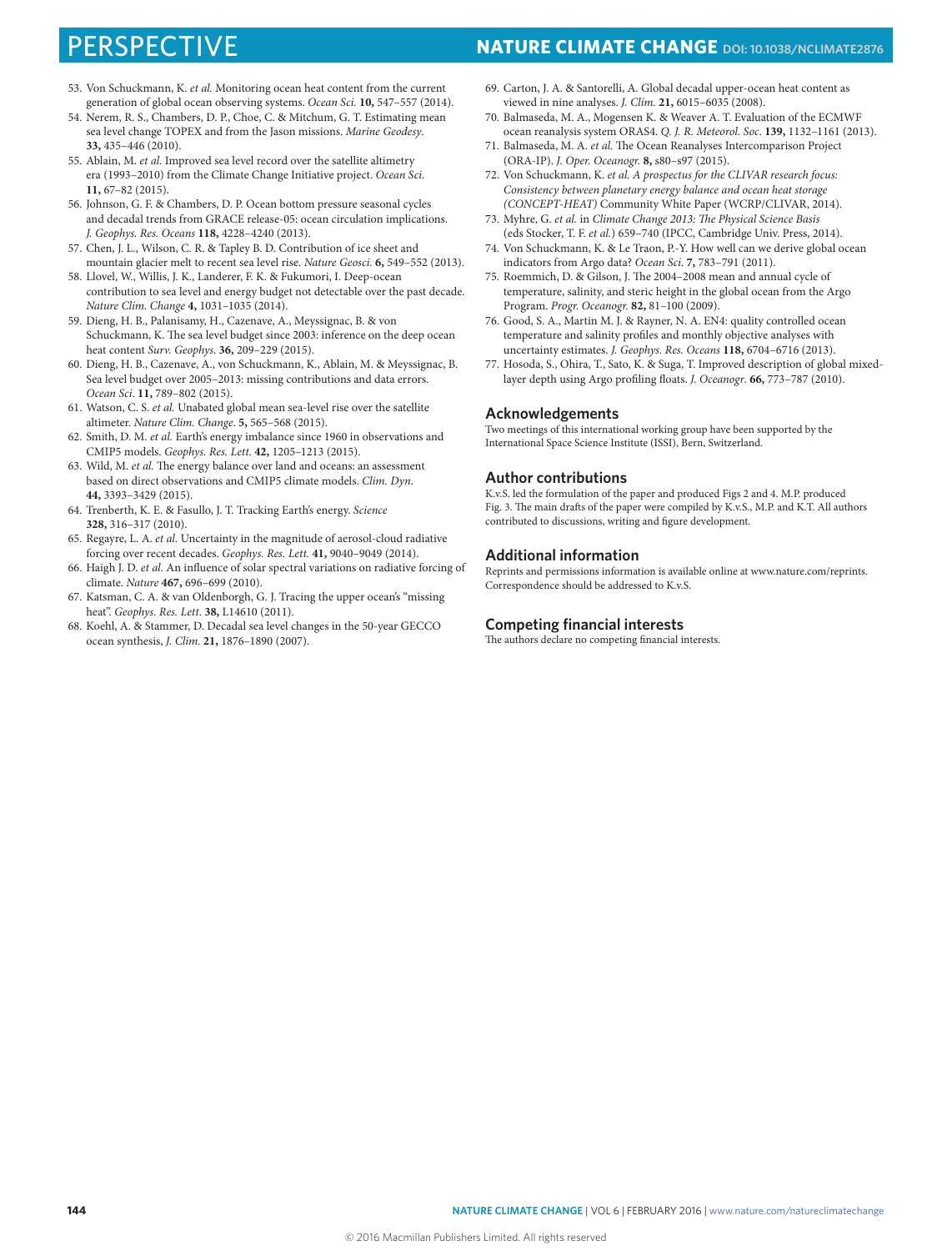53. Von Schuckmann, K. *et al.* Monitoring ocean heat content from the current generation of global ocean observing systems. *Ocean Sci.* **10,** 547–557 (2014).
54. Nerem, R. S., Chambers, D. P., Choe, C. & Mitchum, G. T. Estimating mean sea level change TOPEX and from the Jason missions. *Marine Geodesy*. **33,** 435–446 (2010).
55. Ablain, M. *et al*. Improved sea level record over the satellite altimetry era (1993–2010) from the Climate Change Initiative project. *Ocean Sci.* **11,** 67–82 (2015).
56. Johnson, G. F. & Chambers, D. P. Ocean bottom pressure seasonal cycles and decadal trends from GRACE release-05: ocean circulation implications. *J. Geophys. Res. Oceans* **118,** 4228–4240 (2013).
57. Chen, J. L., Wilson, C. R. & Tapley B. D. Contribution of ice sheet and mountain glacier melt to recent sea level rise. *Nature Geosci.* **6,** 549–552 (2013).
58. Llovel, W., Willis, J. K., Landerer, F. K. & Fukumori, I. Deep-ocean contribution to sea level and energy budget not detectable over the past decade. *Nature Clim. Change* **4,** 1031–1035 (2014).
59. Dieng, H. B., Palanisamy, H., Cazenave, A., Meyssignac, B. & von Schuckmann, K. The sea level budget since 2003: inference on the deep ocean heat content *Surv. Geophys*. **36,** 209–229 (2015).
60. Dieng, H. B., Cazenave, A., von Schuckmann, K., Ablain, M. & Meyssignac, B. Sea level budget over 2005–2013: missing contributions and data errors. *Ocean Sci.* **11,** 789–802 (2015).
61. Watson, C. S. *et al.* Unabated global mean sea-level rise over the satellite altimeter. *Nature Clim. Change*. **5,** 565–568 (2015).
62. Smith, D. M. *et al.* Earth's energy imbalance since 1960 in observations and CMIP5 models. *Geophys. Res. Lett.* **42,** 1205–1213 (2015).
63. Wild, M. *et al.* The energy balance over land and oceans: an assessment based on direct observations and CMIP5 climate models. *Clim. Dyn*. **44,** 3393–3429 (2015).
64. Trenberth, K. E. & Fasullo, J. T. Tracking Earth's energy. *Science* **328,** 316–317 (2010).
65. Regayre, L. A. *et al.* Uncertainty in the magnitude of aerosol-cloud radiative forcing over recent decades. *Geophys. Res. Lett.* **41,** 9040–9049 (2014).
66. Haigh J. D. *et al.* An influence of solar spectral variations on radiative forcing of climate. *Nature* **467,** 696–699 (2010).
67. Katsman, C. A. & van Oldenborgh, G. J. Tracing the upper ocean's "missing heat". *Geophys. Res. Lett*. **38,** L14610 (2011).
68. Koehl, A. & Stammer, D. Decadal sea level changes in the 50-year GECCO ocean synthesis, *J. Clim.* **21,** 1876–1890 (2007).
69. Carton, J. A. & Santorelli, A. Global decadal upper-ocean heat content as viewed in nine analyses. *J. Clim.* **21,** 6015–6035 (2008).
70. Balmaseda, M. A., Mogensen K. & Weaver A. T. Evaluation of the ECMWF ocean reanalysis system ORAS4. *Q. J. R. Meteorol. Soc*. **139,** 1132–1161 (2013).
71. Balmaseda, M. A. *et al.* The Ocean Reanalyses Intercomparison Project (ORA-IP). *J. Oper. Oceanogr.* **8,** s80–s97 (2015).
72. Von Schuckmann, K. *et al. A prospectus for the CLIVAR research focus: Consistency between planetary energy balance and ocean heat storage (CONCEPT-HEAT)* Community White Paper (WCRP/CLIVAR, 2014).
73. Myhre, G. *et al.* in *Climate Change 2013: The Physical Science Basis* (eds Stocker, T. F. *et al.*) 659–740 (IPCC, Cambridge Univ. Press, 2014).
74. Von Schuckmann, K. & Le Traon, P.-Y. How well can we derive global ocean indicators from Argo data? *Ocean Sci.* **7,** 783–791 (2011).
75. Roemmich, D. & Gilson, J. The 2004–2008 mean and annual cycle of temperature, salinity, and steric height in the global ocean from the Argo Program. *Progr. Oceanogr.* **82,** 81–100 (2009).
76. Good, S. A., Martin M. J. & Rayner, N. A. EN4: quality controlled ocean temperature and salinity profiles and monthly objective analyses with uncertainty estimates. *J. Geophys. Res. Oceans* **118,** 6704–6716 (2013).
77. Hosoda, S., Ohira, T., Sato, K. & Suga, T. Improved description of global mixed-layer depth using Argo profiling floats. *J. Oceanogr*. **66,** 773–787 (2010).

## Acknowledgements

Two meetings of this international working group have been supported by the International Space Science Institute (ISSI), Bern, Switzerland.

## Author contributions

K.v.S. led the formulation of the paper and produced Figs 2 and 4. M.P. produced Fig. 3. The main drafts of the paper were compiled by K.v.S., M.P. and K.T. All authors contributed to discussions, writing and figure development.

## Additional information

Reprints and permissions information is available online at www.nature.com/reprints. Correspondence should be addressed to K.v.S.

## Competing financial interests

The authors declare no competing financial interests.